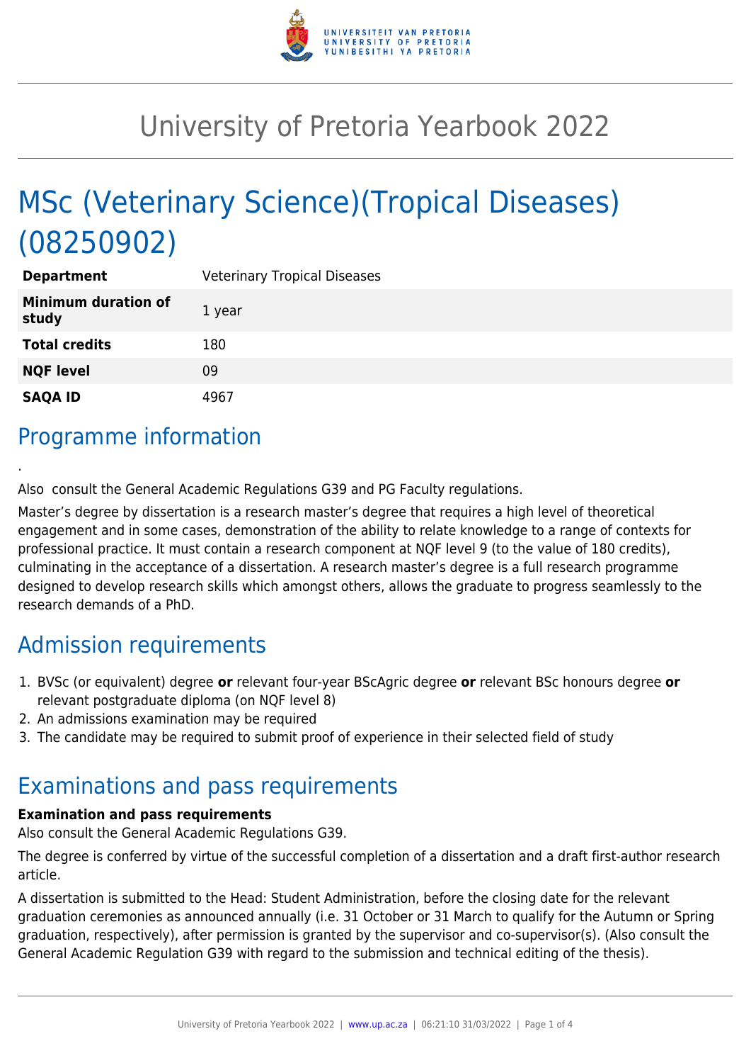# University of Pretoria Yearbook 2022

# MSc (Veterinary Science)(Tropical Diseases) (08250902)

| | |
|---|---|
| **Department** | Veterinary Tropical Diseases |
| **Minimum duration of study** | 1 year |
| **Total credits** | 180 |
| **NQF level** | 09 |
| **SAQA ID** | 4967 |

## Programme information

.

Also consult the General Academic Regulations G39 and PG Faculty regulations.

Master's degree by dissertation is a research master's degree that requires a high level of theoretical engagement and in some cases, demonstration of the ability to relate knowledge to a range of contexts for professional practice. It must contain a research component at NQF level 9 (to the value of 180 credits), culminating in the acceptance of a dissertation. A research master's degree is a full research programme designed to develop research skills which amongst others, allows the graduate to progress seamlessly to the research demands of a PhD.

## Admission requirements

1. BVSc (or equivalent) degree **or** relevant four-year BScAgric degree **or** relevant BSc honours degree **or** relevant postgraduate diploma (on NQF level 8)
2. An admissions examination may be required
3. The candidate may be required to submit proof of experience in their selected field of study

## Examinations and pass requirements

**Examination and pass requirements**

Also consult the General Academic Regulations G39.

The degree is conferred by virtue of the successful completion of a dissertation and a draft first-author research article.

A dissertation is submitted to the Head: Student Administration, before the closing date for the relevant graduation ceremonies as announced annually (i.e. 31 October or 31 March to qualify for the Autumn or Spring graduation, respectively), after permission is granted by the supervisor and co-supervisor(s). (Also consult the General Academic Regulation G39 with regard to the submission and technical editing of the thesis).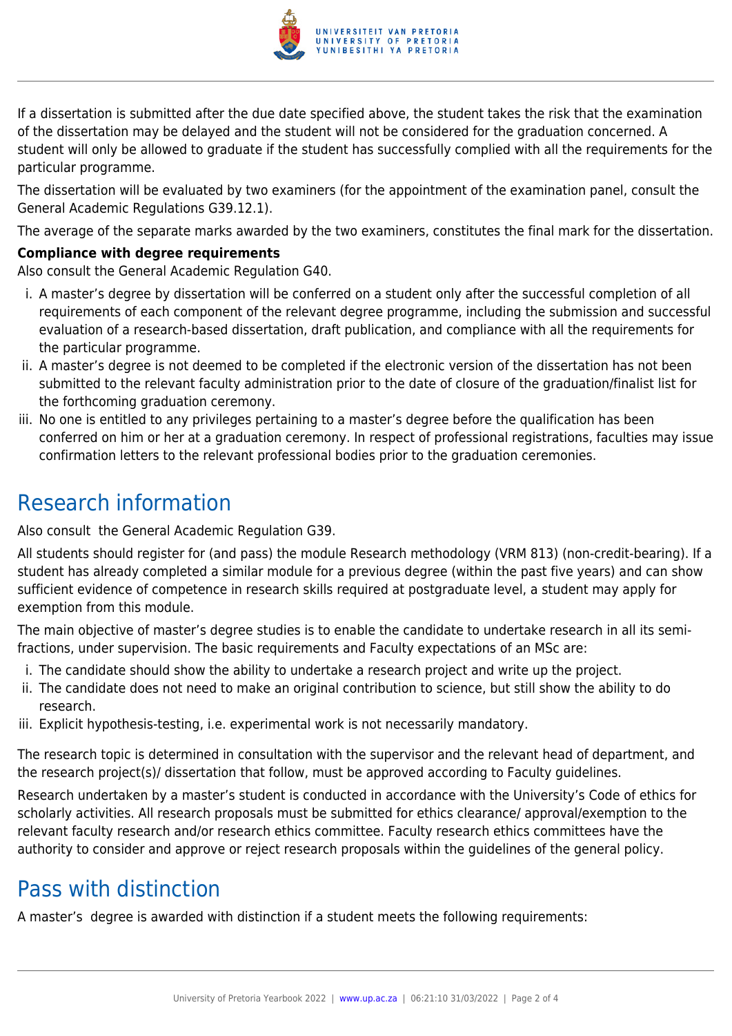If a dissertation is submitted after the due date specified above, the student takes the risk that the examination of the dissertation may be delayed and the student will not be considered for the graduation concerned. A student will only be allowed to graduate if the student has successfully complied with all the requirements for the particular programme.

The dissertation will be evaluated by two examiners (for the appointment of the examination panel, consult the General Academic Regulations G39.12.1).

The average of the separate marks awarded by the two examiners, constitutes the final mark for the dissertation.

**Compliance with degree requirements**

Also consult the General Academic Regulation G40.

i. A master's degree by dissertation will be conferred on a student only after the successful completion of all requirements of each component of the relevant degree programme, including the submission and successful evaluation of a research-based dissertation, draft publication, and compliance with all the requirements for the particular programme.
ii. A master's degree is not deemed to be completed if the electronic version of the dissertation has not been submitted to the relevant faculty administration prior to the date of closure of the graduation/finalist list for the forthcoming graduation ceremony.
iii. No one is entitled to any privileges pertaining to a master's degree before the qualification has been conferred on him or her at a graduation ceremony. In respect of professional registrations, faculties may issue confirmation letters to the relevant professional bodies prior to the graduation ceremonies.

## Research information

Also consult the General Academic Regulation G39.

All students should register for (and pass) the module Research methodology (VRM 813) (non-credit-bearing). If a student has already completed a similar module for a previous degree (within the past five years) and can show sufficient evidence of competence in research skills required at postgraduate level, a student may apply for exemption from this module.

The main objective of master's degree studies is to enable the candidate to undertake research in all its semi-fractions, under supervision. The basic requirements and Faculty expectations of an MSc are:

i. The candidate should show the ability to undertake a research project and write up the project.
ii. The candidate does not need to make an original contribution to science, but still show the ability to do research.
iii. Explicit hypothesis-testing, i.e. experimental work is not necessarily mandatory.

The research topic is determined in consultation with the supervisor and the relevant head of department, and the research project(s)/ dissertation that follow, must be approved according to Faculty guidelines.

Research undertaken by a master's student is conducted in accordance with the University's Code of ethics for scholarly activities. All research proposals must be submitted for ethics clearance/ approval/exemption to the relevant faculty research and/or research ethics committee. Faculty research ethics committees have the authority to consider and approve or reject research proposals within the guidelines of the general policy.

## Pass with distinction

A master's degree is awarded with distinction if a student meets the following requirements: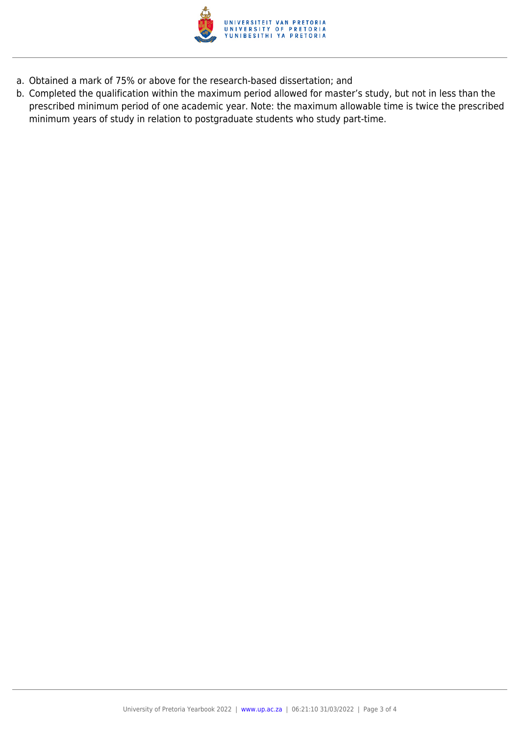a. Obtained a mark of 75% or above for the research-based dissertation; and
b. Completed the qualification within the maximum period allowed for master's study, but not in less than the prescribed minimum period of one academic year. Note: the maximum allowable time is twice the prescribed minimum years of study in relation to postgraduate students who study part-time.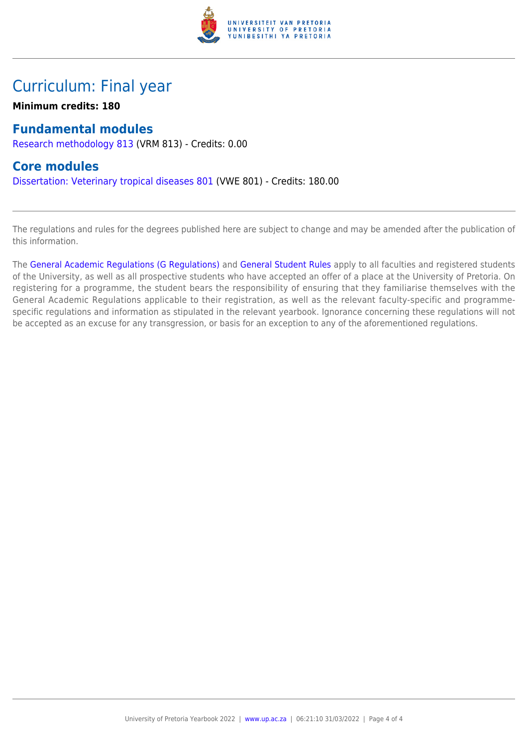# Curriculum: Final year

**Minimum credits: 180**

## Fundamental modules

Research methodology 813 (VRM 813) - Credits: 0.00

## Core modules

Dissertation: Veterinary tropical diseases 801 (VWE 801) - Credits: 180.00

---

The regulations and rules for the degrees published here are subject to change and may be amended after the publication of this information.

The General Academic Regulations (G Regulations) and General Student Rules apply to all faculties and registered students of the University, as well as all prospective students who have accepted an offer of a place at the University of Pretoria. On registering for a programme, the student bears the responsibility of ensuring that they familiarise themselves with the General Academic Regulations applicable to their registration, as well as the relevant faculty-specific and programme-specific regulations and information as stipulated in the relevant yearbook. Ignorance concerning these regulations will not be accepted as an excuse for any transgression, or basis for an exception to any of the aforementioned regulations.